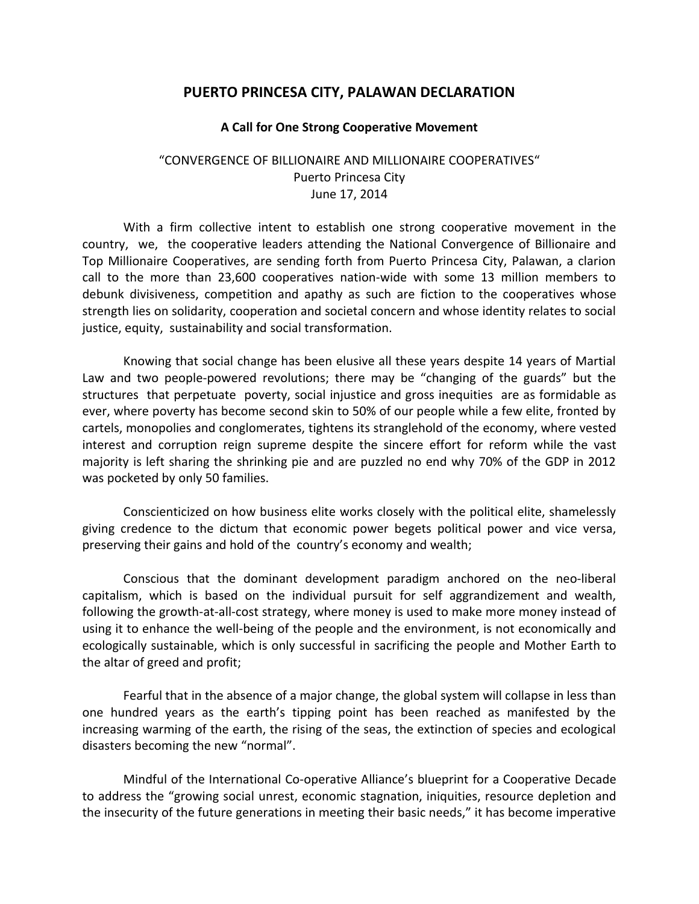# PUERTO PRINCESA CITY, PALAWAN DECLARATION

### A Call for One Strong Cooperative Movement

"CONVERGENCE OF BILLIONAIRE AND MILLIONAIRE COOPERATIVES"
Puerto Princesa City
June 17, 2014

With a firm collective intent to establish one strong cooperative movement in the country, we, the cooperative leaders attending the National Convergence of Billionaire and Top Millionaire Cooperatives, are sending forth from Puerto Princesa City, Palawan, a clarion call to the more than 23,600 cooperatives nation-wide with some 13 million members to debunk divisiveness, competition and apathy as such are fiction to the cooperatives whose strength lies on solidarity, cooperation and societal concern and whose identity relates to social justice, equity, sustainability and social transformation.

Knowing that social change has been elusive all these years despite 14 years of Martial Law and two people-powered revolutions; there may be "changing of the guards" but the structures that perpetuate poverty, social injustice and gross inequities are as formidable as ever, where poverty has become second skin to 50% of our people while a few elite, fronted by cartels, monopolies and conglomerates, tightens its stranglehold of the economy, where vested interest and corruption reign supreme despite the sincere effort for reform while the vast majority is left sharing the shrinking pie and are puzzled no end why 70% of the GDP in 2012 was pocketed by only 50 families.

Conscienticized on how business elite works closely with the political elite, shamelessly giving credence to the dictum that economic power begets political power and vice versa, preserving their gains and hold of the country's economy and wealth;

Conscious that the dominant development paradigm anchored on the neo-liberal capitalism, which is based on the individual pursuit for self aggrandizement and wealth, following the growth-at-all-cost strategy, where money is used to make more money instead of using it to enhance the well-being of the people and the environment, is not economically and ecologically sustainable, which is only successful in sacrificing the people and Mother Earth to the altar of greed and profit;

Fearful that in the absence of a major change, the global system will collapse in less than one hundred years as the earth's tipping point has been reached as manifested by the increasing warming of the earth, the rising of the seas, the extinction of species and ecological disasters becoming the new "normal".

Mindful of the International Co-operative Alliance's blueprint for a Cooperative Decade to address the "growing social unrest, economic stagnation, iniquities, resource depletion and the insecurity of the future generations in meeting their basic needs," it has become imperative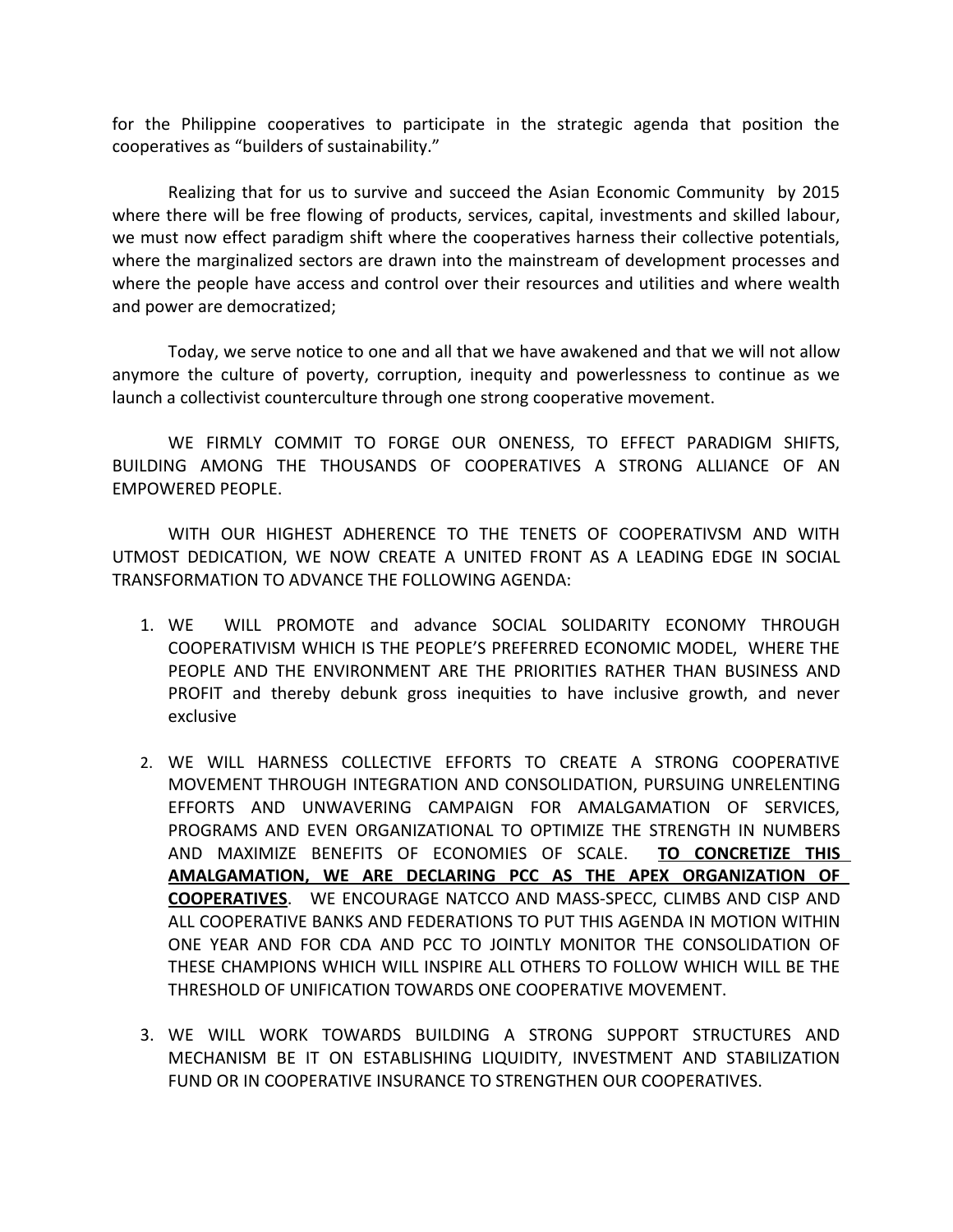for the Philippine cooperatives to participate in the strategic agenda that position the cooperatives as "builders of sustainability."

Realizing that for us to survive and succeed the Asian Economic Community by 2015 where there will be free flowing of products, services, capital, investments and skilled labour, we must now effect paradigm shift where the cooperatives harness their collective potentials, where the marginalized sectors are drawn into the mainstream of development processes and where the people have access and control over their resources and utilities and where wealth and power are democratized;

Today, we serve notice to one and all that we have awakened and that we will not allow anymore the culture of poverty, corruption, inequity and powerlessness to continue as we launch a collectivist counterculture through one strong cooperative movement.

WE FIRMLY COMMIT TO FORGE OUR ONENESS, TO EFFECT PARADIGM SHIFTS, BUILDING AMONG THE THOUSANDS OF COOPERATIVES A STRONG ALLIANCE OF AN EMPOWERED PEOPLE.

WITH OUR HIGHEST ADHERENCE TO THE TENETS OF COOPERATIVSM AND WITH UTMOST DEDICATION, WE NOW CREATE A UNITED FRONT AS A LEADING EDGE IN SOCIAL TRANSFORMATION TO ADVANCE THE FOLLOWING AGENDA:

1. WE WILL PROMOTE and advance SOCIAL SOLIDARITY ECONOMY THROUGH COOPERATIVISM WHICH IS THE PEOPLE'S PREFERRED ECONOMIC MODEL, WHERE THE PEOPLE AND THE ENVIRONMENT ARE THE PRIORITIES RATHER THAN BUSINESS AND PROFIT and thereby debunk gross inequities to have inclusive growth, and never exclusive

2. WE WILL HARNESS COLLECTIVE EFFORTS TO CREATE A STRONG COOPERATIVE MOVEMENT THROUGH INTEGRATION AND CONSOLIDATION, PURSUING UNRELENTING EFFORTS AND UNWAVERING CAMPAIGN FOR AMALGAMATION OF SERVICES, PROGRAMS AND EVEN ORGANIZATIONAL TO OPTIMIZE THE STRENGTH IN NUMBERS AND MAXIMIZE BENEFITS OF ECONOMIES OF SCALE. **TO CONCRETIZE THIS AMALGAMATION, WE ARE DECLARING PCC AS THE APEX ORGANIZATION OF COOPERATIVES**. WE ENCOURAGE NATCCO AND MASS-SPECC, CLIMBS AND CISP AND ALL COOPERATIVE BANKS AND FEDERATIONS TO PUT THIS AGENDA IN MOTION WITHIN ONE YEAR AND FOR CDA AND PCC TO JOINTLY MONITOR THE CONSOLIDATION OF THESE CHAMPIONS WHICH WILL INSPIRE ALL OTHERS TO FOLLOW WHICH WILL BE THE THRESHOLD OF UNIFICATION TOWARDS ONE COOPERATIVE MOVEMENT.

3. WE WILL WORK TOWARDS BUILDING A STRONG SUPPORT STRUCTURES AND MECHANISM BE IT ON ESTABLISHING LIQUIDITY, INVESTMENT AND STABILIZATION FUND OR IN COOPERATIVE INSURANCE TO STRENGTHEN OUR COOPERATIVES.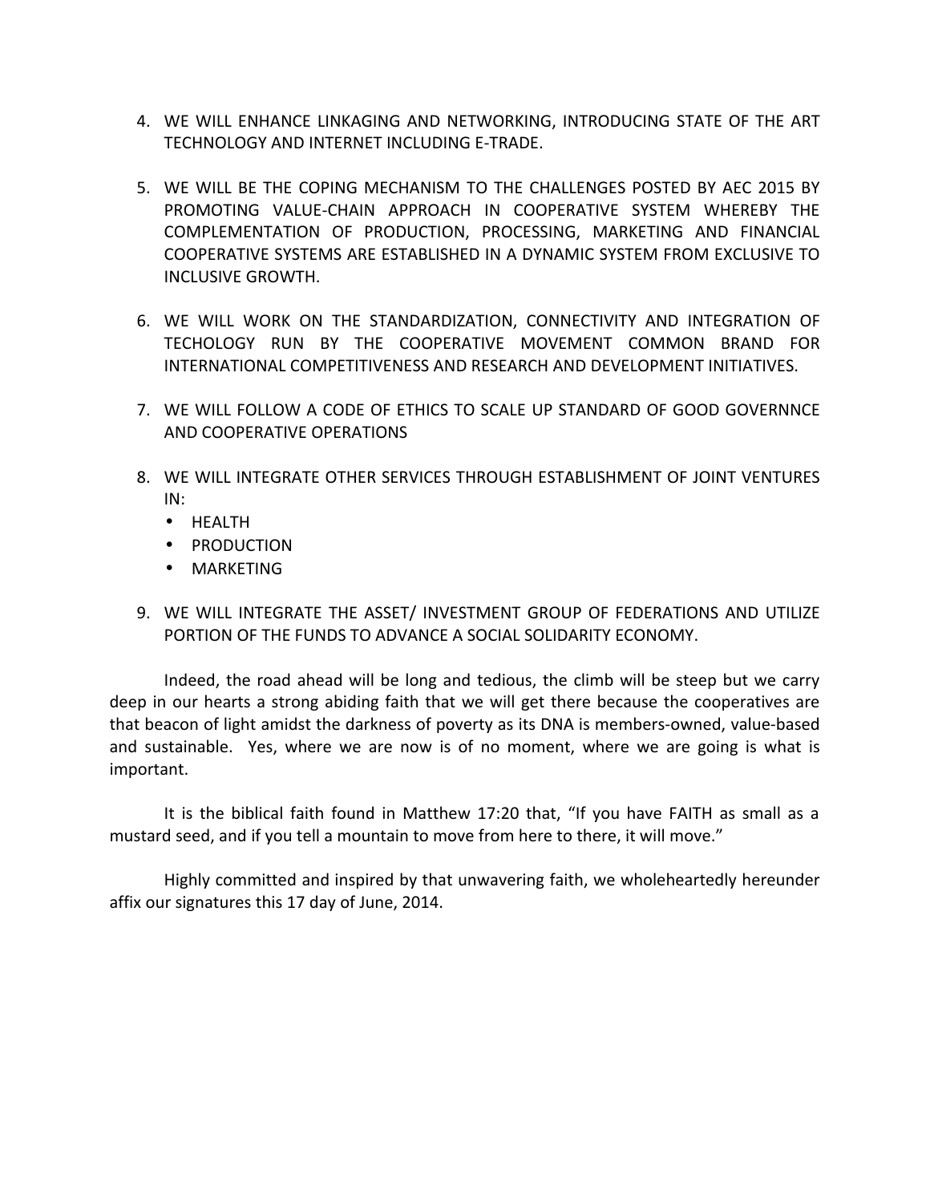4. WE WILL ENHANCE LINKAGING AND NETWORKING, INTRODUCING STATE OF THE ART TECHNOLOGY AND INTERNET INCLUDING E-TRADE.

5. WE WILL BE THE COPING MECHANISM TO THE CHALLENGES POSTED BY AEC 2015 BY PROMOTING VALUE-CHAIN APPROACH IN COOPERATIVE SYSTEM WHEREBY THE COMPLEMENTATION OF PRODUCTION, PROCESSING, MARKETING AND FINANCIAL COOPERATIVE SYSTEMS ARE ESTABLISHED IN A DYNAMIC SYSTEM FROM EXCLUSIVE TO INCLUSIVE GROWTH.

6. WE WILL WORK ON THE STANDARDIZATION, CONNECTIVITY AND INTEGRATION OF TECHOLOGY RUN BY THE COOPERATIVE MOVEMENT COMMON BRAND FOR INTERNATIONAL COMPETITIVENESS AND RESEARCH AND DEVELOPMENT INITIATIVES.

7. WE WILL FOLLOW A CODE OF ETHICS TO SCALE UP STANDARD OF GOOD GOVERNNCE AND COOPERATIVE OPERATIONS

8. WE WILL INTEGRATE OTHER SERVICES THROUGH ESTABLISHMENT OF JOINT VENTURES IN:
   - HEALTH
   - PRODUCTION
   - MARKETING

9. WE WILL INTEGRATE THE ASSET/ INVESTMENT GROUP OF FEDERATIONS AND UTILIZE PORTION OF THE FUNDS TO ADVANCE A SOCIAL SOLIDARITY ECONOMY.

Indeed, the road ahead will be long and tedious, the climb will be steep but we carry deep in our hearts a strong abiding faith that we will get there because the cooperatives are that beacon of light amidst the darkness of poverty as its DNA is members-owned, value-based and sustainable. Yes, where we are now is of no moment, where we are going is what is important.

It is the biblical faith found in Matthew 17:20 that, "If you have FAITH as small as a mustard seed, and if you tell a mountain to move from here to there, it will move."

Highly committed and inspired by that unwavering faith, we wholeheartedly hereunder affix our signatures this 17 day of June, 2014.